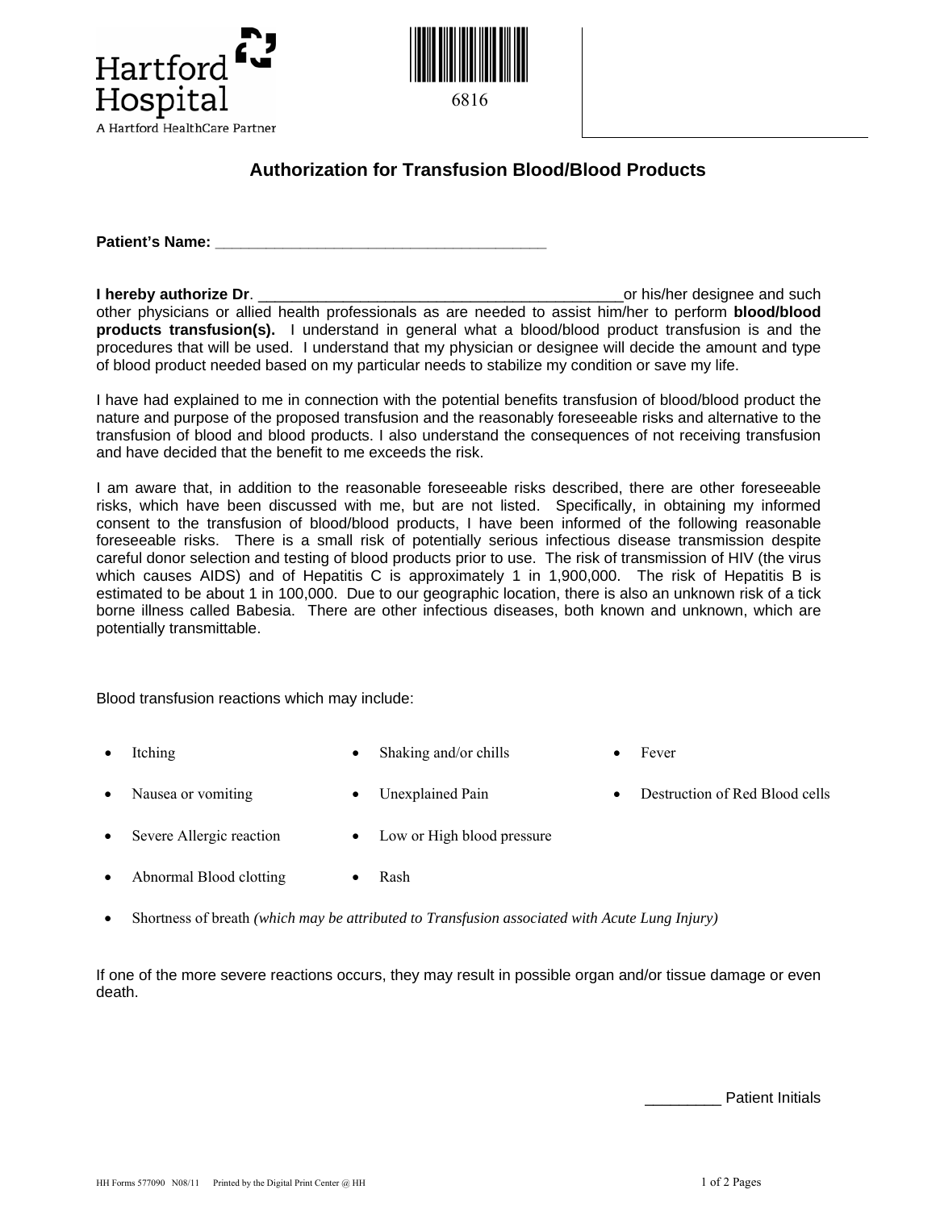Hartford Hospital
A Hartford HealthCare Partner

6816

# Authorization for Transfusion Blood/Blood Products

**Patient's Name:** ________________________________________

**I hereby authorize Dr**. ___________________________________________or his/her designee and such other physicians or allied health professionals as are needed to assist him/her to perform **blood/blood products transfusion(s).** I understand in general what a blood/blood product transfusion is and the procedures that will be used. I understand that my physician or designee will decide the amount and type of blood product needed based on my particular needs to stabilize my condition or save my life.

I have had explained to me in connection with the potential benefits transfusion of blood/blood product the nature and purpose of the proposed transfusion and the reasonably foreseeable risks and alternative to the transfusion of blood and blood products. I also understand the consequences of not receiving transfusion and have decided that the benefit to me exceeds the risk.

I am aware that, in addition to the reasonable foreseeable risks described, there are other foreseeable risks, which have been discussed with me, but are not listed. Specifically, in obtaining my informed consent to the transfusion of blood/blood products, I have been informed of the following reasonable foreseeable risks. There is a small risk of potentially serious infectious disease transmission despite careful donor selection and testing of blood products prior to use. The risk of transmission of HIV (the virus which causes AIDS) and of Hepatitis C is approximately 1 in 1,900,000. The risk of Hepatitis B is estimated to be about 1 in 100,000. Due to our geographic location, there is also an unknown risk of a tick borne illness called Babesia. There are other infectious diseases, both known and unknown, which are potentially transmittable.

Blood transfusion reactions which may include:

- Itching
- Shaking and/or chills
- Fever
- Nausea or vomiting
- Unexplained Pain
- Destruction of Red Blood cells
- Severe Allergic reaction
- Low or High blood pressure
- Abnormal Blood clotting
- Rash
- Shortness of breath *(which may be attributed to Transfusion associated with Acute Lung Injury)*

If one of the more severe reactions occurs, they may result in possible organ and/or tissue damage or even death.

_________ Patient Initials

HH Forms 577090 N08/11 Printed by the Digital Print Center @ HH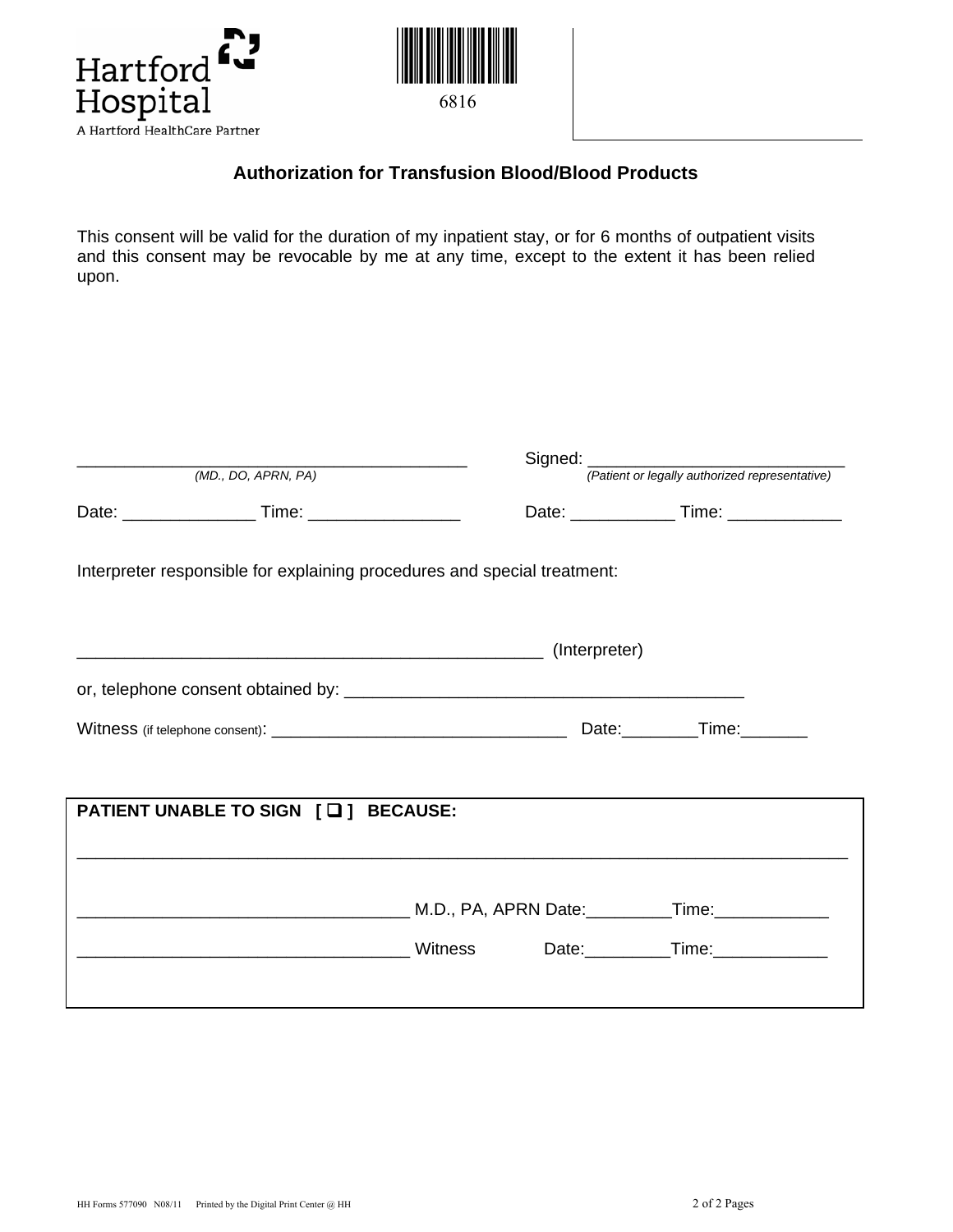Hartford Hospital

A Hartford HealthCare Partner

6816

## Authorization for Transfusion Blood/Blood Products

This consent will be valid for the duration of my inpatient stay, or for 6 months of outpatient visits and this consent may be revocable by me at any time, except to the extent it has been relied upon.

__________________________________________ *(MD., DO, APRN, PA)*

Date: ______________ Time: ________________

Signed: ____________________________ *(Patient or legally authorized representative)*

Date: ___________ Time: ____________

Interpreter responsible for explaining procedures and special treatment:

__________________________________________________ (Interpreter)

or, telephone consent obtained by: ___________________________________________

Witness (if telephone consent): ________________________________ Date:________Time:_______

**PATIENT UNABLE TO SIGN [ ❑ ] BECAUSE:**

__________________________________________________________________________________

____________________________________ M.D., PA, APRN Date:_________Time:____________

____________________________________ Witness Date:_________Time:____________

HH Forms 577090 N08/11 Printed by the Digital Print Center @ HH